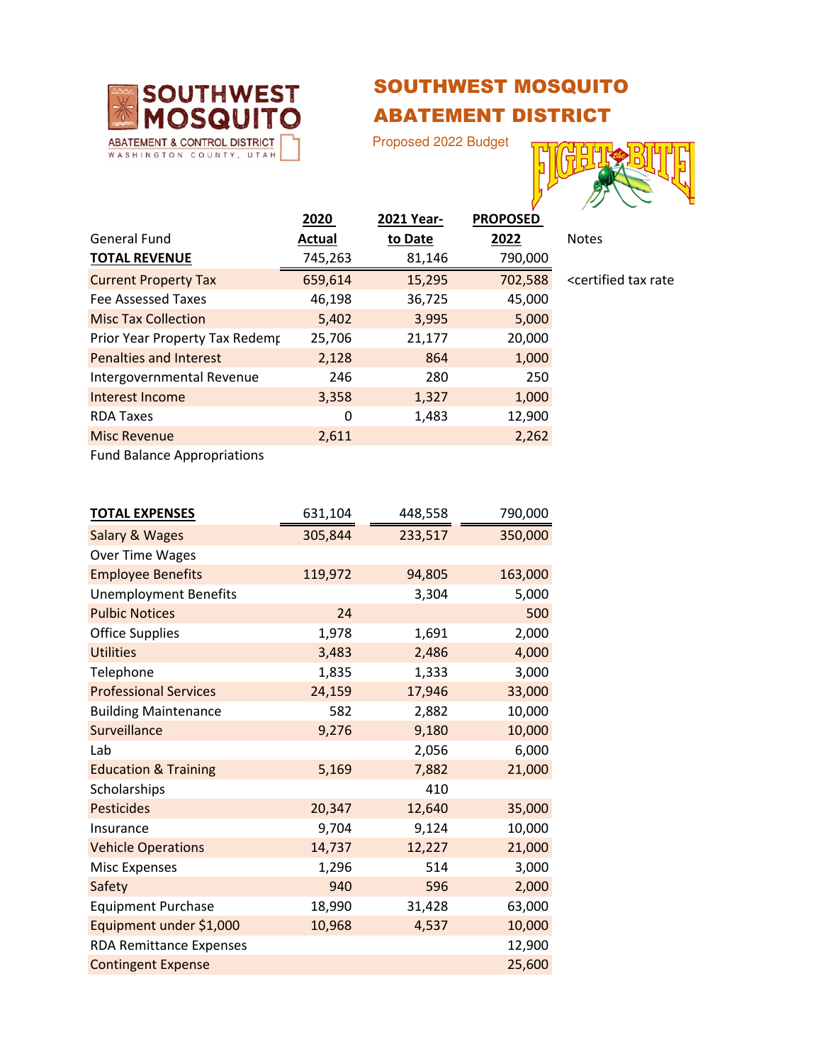SOUTHWEST MOSQUITO ABATEMENT & CONTROL DISTRICT
WASHINGTON COUNTY, UTAH

# SOUTHWEST MOSQUITO ABATEMENT DISTRICT

Proposed 2022 Budget

FIGHT the BITE

| General Fund | 2020 Actual | 2021 Year-to Date | PROPOSED 2022 | Notes |
|---|---|---|---|---|
| **TOTAL REVENUE** | 745,263 | 81,146 | 790,000 | |
| Current Property Tax | 659,614 | 15,295 | 702,588 | <certified tax rate |
| Fee Assessed Taxes | 46,198 | 36,725 | 45,000 | |
| Misc Tax Collection | 5,402 | 3,995 | 5,000 | |
| Prior Year Property Tax Redemp | 25,706 | 21,177 | 20,000 | |
| Penalties and Interest | 2,128 | 864 | 1,000 | |
| Intergovernmental Revenue | 246 | 280 | 250 | |
| Interest Income | 3,358 | 1,327 | 1,000 | |
| RDA Taxes | 0 | 1,483 | 12,900 | |
| Misc Revenue | 2,611 | | 2,262 | |
| Fund Balance Appropriations | | | | |
| | | | | |
| **TOTAL EXPENSES** | 631,104 | 448,558 | 790,000 | |
| Salary & Wages | 305,844 | 233,517 | 350,000 | |
| Over Time Wages | | | | |
| Employee Benefits | 119,972 | 94,805 | 163,000 | |
| Unemployment Benefits | | 3,304 | 5,000 | |
| Pulbic Notices | 24 | | 500 | |
| Office Supplies | 1,978 | 1,691 | 2,000 | |
| Utilities | 3,483 | 2,486 | 4,000 | |
| Telephone | 1,835 | 1,333 | 3,000 | |
| Professional Services | 24,159 | 17,946 | 33,000 | |
| Building Maintenance | 582 | 2,882 | 10,000 | |
| Surveillance | 9,276 | 9,180 | 10,000 | |
| Lab | | 2,056 | 6,000 | |
| Education & Training | 5,169 | 7,882 | 21,000 | |
| Scholarships | | 410 | | |
| Pesticides | 20,347 | 12,640 | 35,000 | |
| Insurance | 9,704 | 9,124 | 10,000 | |
| Vehicle Operations | 14,737 | 12,227 | 21,000 | |
| Misc Expenses | 1,296 | 514 | 3,000 | |
| Safety | 940 | 596 | 2,000 | |
| Equipment Purchase | 18,990 | 31,428 | 63,000 | |
| Equipment under $1,000 | 10,968 | 4,537 | 10,000 | |
| RDA Remittance Expenses | | | 12,900 | |
| Contingent Expense | | | 25,600 | |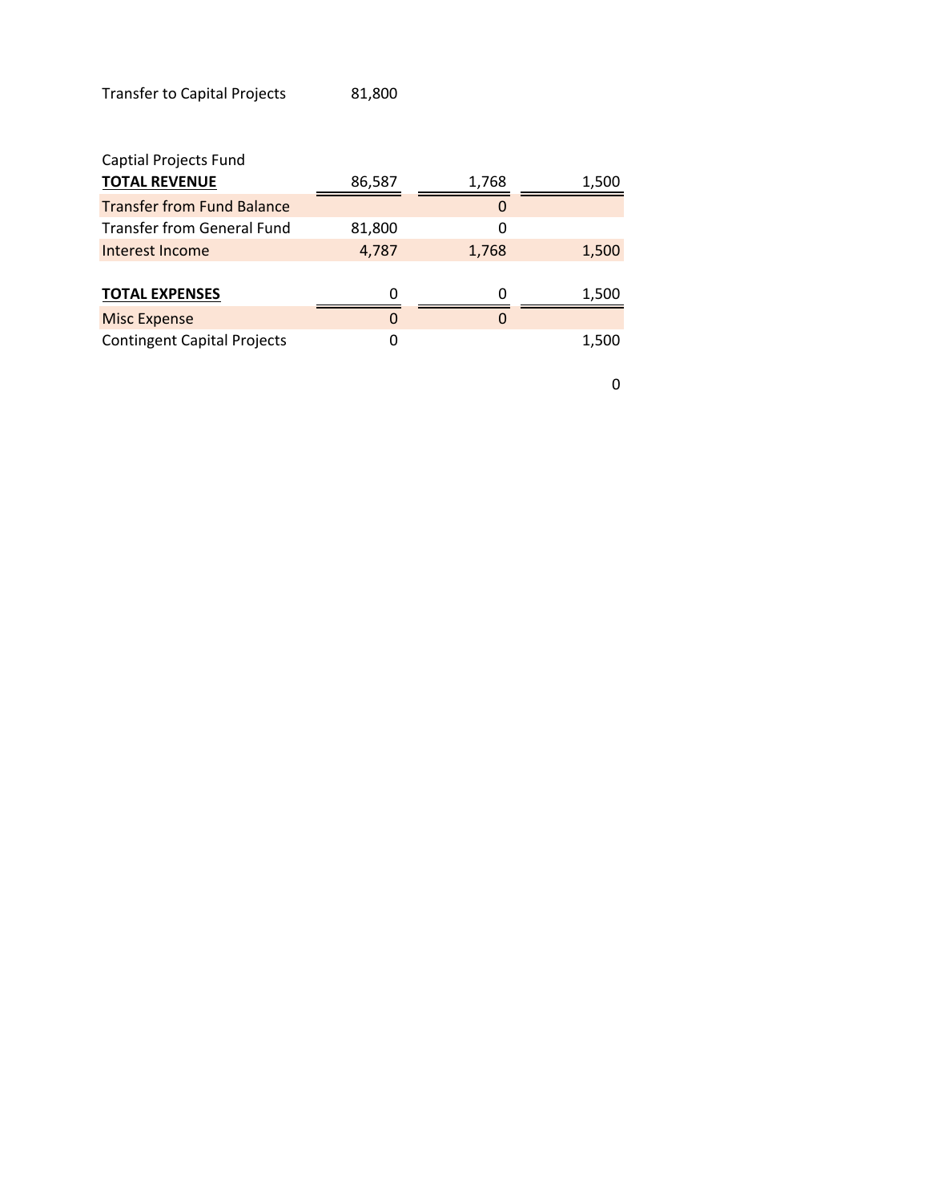| | | | |
|---|---|---|---|
| Transfer to Capital Projects | 81,800 | | |

Captial Projects Fund

| | | | |
|---|---|---|---|
| **TOTAL REVENUE** | 86,587 | 1,768 | 1,500 |
| Transfer from Fund Balance | | 0 | |
| Transfer from General Fund | 81,800 | 0 | |
| Interest Income | 4,787 | 1,768 | 1,500 |
| | | | |
| **TOTAL EXPENSES** | 0 | 0 | 1,500 |
| Misc Expense | 0 | 0 | |
| Contingent Capital Projects | 0 | | 1,500 |
| | | | |
| | | | 0 |